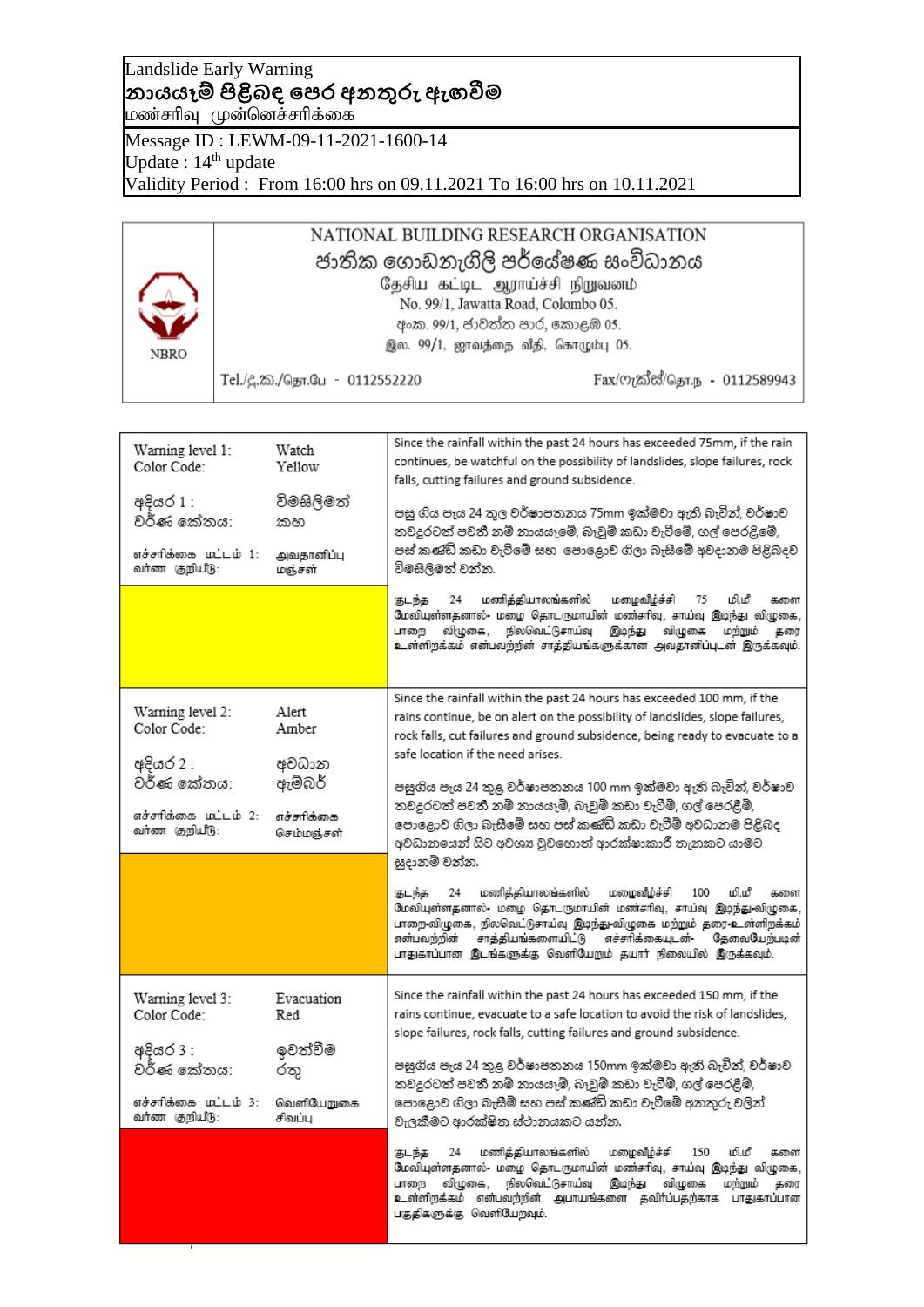Landslide Early Warning

**නායයෑම් පිළිබඳ පෙර අනතුරු ඇඟවීම**

மண்சரிவு முன்னெச்சரிக்கை

Message ID : LEWM-09-11-2021-1600-14

Update : 14th update

Validity Period : From 16:00 hrs on 09.11.2021 To 16:00 hrs on 10.11.2021

NBRO

NATIONAL BUILDING RESEARCH ORGANISATION

ජාතික ගොඩනැගිලි පර්යේෂණ සංවිධානය

தேசிய கட்டிட ஆராய்ச்சி நிறுவனம்

No. 99/1, Jawatta Road, Colombo 05.

අංක. 99/1, ජාවත්ත පාර, කොළඹ 05.

இல. 99/1, ஜாவத்தை வீதி, கொழும்பு 05.

Tel./දු.ක./தொ.பே - 0112552220 Fax/ෆැක්ස්/தொ.ந - 0112589943

| Warning level | Description |
|---|---|
| Warning level 1: Watch<br>Color Code: Yellow<br><br>අදියර 1 : විමසිලිමත්<br>වර්ණ කේතය: කහ<br><br>எச்சரிக்கை மட்டம் 1: அவதானிப்பு<br>வர்ண குறியீடு: மஞ்சள் | Since the rainfall within the past 24 hours has exceeded 75mm, if the rain continues, be watchful on the possibility of landslides, slope failures, rock falls, cutting failures and ground subsidence.<br><br>පසු ගිය පැය 24 තුල වර්ෂාපතනය 75mm ඉක්මවා ඇති බැවින්, වර්ෂාව තවදුරටත් පවතී නම් නායයෑමේ, බෑවුම් කඩා වැටීමේ, ගල් පෙරළීමේ, පස් කණ්ඩි කඩා වැටීමේ සහ පොළොව ගිලා බැසීමේ අවදානම පිළිබදව විමසිලිමත් වන්න.<br><br>கடந்த 24 மணித்தியாலங்களில் மழைவீழ்ச்சி 75 மி.மீ களை மேவியுள்ளதனால்- மழை தொடருமாயின் மண்சரிவு, சாய்வு இடிந்து விழுகை, பாறை விழுகை, நிலவெட்டுசாய்வு இடிந்து விழுகை மற்றும் தரை உள்ளிறக்கம் என்பவற்றின் சாத்தியங்களுக்கான அவதானிப்புடன் இருக்கவும். |
| Warning level 2: Alert<br>Color Code: Amber<br><br>අදියර 2 : අවධාන<br>වර්ණ කේතය: ඇම්බර්<br><br>எச்சரிக்கை மட்டம் 2: எச்சரிக்கை<br>வர்ண குறியீடு: செம்மஞ்சள் | Since the rainfall within the past 24 hours has exceeded 100 mm, if the rains continue, be on alert on the possibility of landslides, slope failures, rock falls, cut failures and ground subsidence, being ready to evacuate to a safe location if the need arises.<br><br>පසුගිය පැය 24 තුළ වර්ෂාපතනය 100 mm ඉක්මවා ඇති බැවින්, වර්ෂාව තවදුරටත් පවතී නම් නායයෑම්, බෑවුම් කඩා වැටීම්, ගල් පෙරළීම්, පොළොව ගිලා බැසීමේ සහ පස් කණ්ඩි කඩා වැටීම් අවධානම පිළිබද අවධානයෙන් සිට අවශ්‍ය වුවහොත් ආරක්ෂාකාරී තැනකට යාමට සූදානම් වන්න.<br><br>கடந்த 24 மணித்தியாலங்களில் மழைவீழ்ச்சி 100 மி.மீ களை மேவியுள்ளதனால்- மழை தொடருமாயின் மண்சரிவு, சாய்வு இடிந்து-விழுகை, பாறை-விழுகை, நிலவெட்டுசாய்வு இடிந்து-விழுகை மற்றும் தரை-உள்ளிறக்கம் என்பவற்றின் சாத்தியங்களையிட்டு எச்சரிக்கையுடன்- தேவையேற்படின் பாதுகாப்பான இடங்களுக்கு வெளியேறும் தயார் நிலையில் இருக்கவும். |
| Warning level 3: Evacuation<br>Color Code: Red<br><br>අදියර 3 : ඉවත්වීම<br>වර්ණ කේතය: රතු<br><br>எச்சரிக்கை மட்டம் 3: வெளியேறுகை<br>வர்ண குறியீடு: சிவப்பு | Since the rainfall within the past 24 hours has exceeded 150 mm, if the rains continue, evacuate to a safe location to avoid the risk of landslides, slope failures, rock falls, cutting failures and ground subsidence.<br><br>පසුගිය පැය 24 තුළ වර්ෂාපතනය 150mm ඉක්මවා ඇති බැවින්, වර්ෂාව තවදුරටත් පවතී නම් නායයෑම්, බෑවුම් කඩා වැටීම්, ගල් පෙරළීම්, පොළොව ගිලා බැසීම් සහ පස් කණ්ඩි කඩා වැටීමේ අනතුරු වලින් වැලකීමට ආරක්ෂිත ස්ථානයකට යන්න.<br><br>கடந்த 24 மணித்தியாலங்களில் மழைவீழ்ச்சி 150 மி.மீ களை மேவியுள்ளதனால்- மழை தொடருமாயின் மண்சரிவு, சாய்வு இடிந்து விழுகை, பாறை விழுகை, நிலவெட்டுசாய்வு இடிந்து விழுகை மற்றும் தரை உள்ளிறக்கம் என்பவற்றின் அபாயங்களை தவிர்ப்பதற்காக பாதுகாப்பான பகுதிகளுக்கு வெளியேறவும். |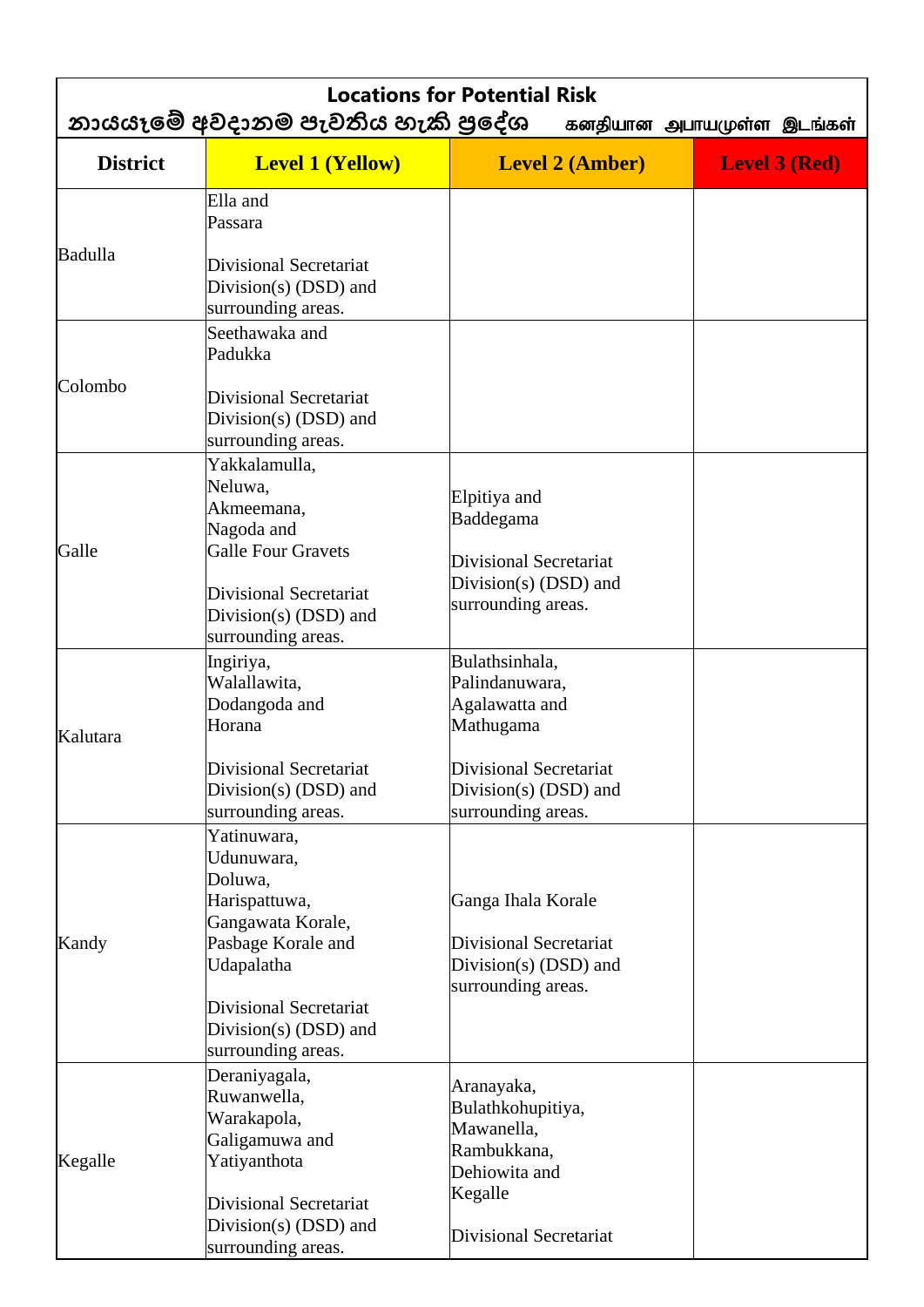| Locations for Potential Risk<br>නායයෑමේ අවදානම පැවතිය හැකි ප්‍රදේශ　கனதியான அபாயமுள்ள இடங்கள் | | | |
|---|---|---|---|
| **District** | **Level 1 (Yellow)** | **Level 2 (Amber)** | **Level 3 (Red)** |
| Badulla | Ella and Passara<br><br>Divisional Secretariat Division(s) (DSD) and surrounding areas. | | |
| Colombo | Seethawaka and Padukka<br><br>Divisional Secretariat Division(s) (DSD) and surrounding areas. | | |
| Galle | Yakkalamulla, Neluwa, Akmeemana, Nagoda and Galle Four Gravets<br><br>Divisional Secretariat Division(s) (DSD) and surrounding areas. | Elpitiya and Baddegama<br><br>Divisional Secretariat Division(s) (DSD) and surrounding areas. | |
| Kalutara | Ingiriya, Walallawita, Dodangoda and Horana<br><br>Divisional Secretariat Division(s) (DSD) and surrounding areas. | Bulathsinhala, Palindanuwara, Agalawatta and Mathugama<br><br>Divisional Secretariat Division(s) (DSD) and surrounding areas. | |
| Kandy | Yatinuwara, Udunuwara, Doluwa, Harispattuwa, Gangawata Korale, Pasbage Korale and Udapalatha<br><br>Divisional Secretariat Division(s) (DSD) and surrounding areas. | Ganga Ihala Korale<br><br>Divisional Secretariat Division(s) (DSD) and surrounding areas. | |
| Kegalle | Deraniyagala, Ruwanwella, Warakapola, Galigamuwa and Yatiyanthota<br><br>Divisional Secretariat Division(s) (DSD) and surrounding areas. | Aranayaka, Bulathkohupitiya, Mawanella, Rambukkana, Dehiowita and Kegalle<br><br>Divisional Secretariat | |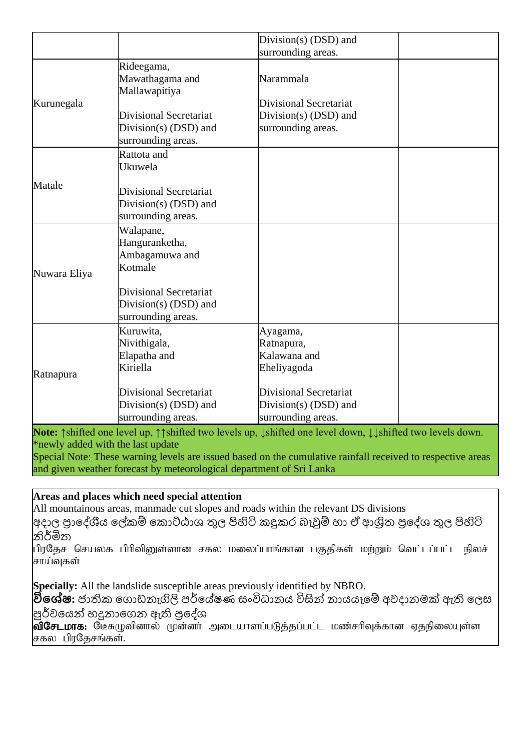| | | | |
|---|---|---|---|
| | | Division(s) (DSD) and surrounding areas. | |
| Kurunegala | Rideegama, Mawathagama and Mallawapitiya<br><br>Divisional Secretariat Division(s) (DSD) and surrounding areas. | Narammala<br><br>Divisional Secretariat Division(s) (DSD) and surrounding areas. | |
| Matale | Rattota and Ukuwela<br><br>Divisional Secretariat Division(s) (DSD) and surrounding areas. | | |
| Nuwara Eliya | Walapane, Hanguranketha, Ambagamuwa and Kotmale<br><br>Divisional Secretariat Division(s) (DSD) and surrounding areas. | | |
| Ratnapura | Kuruwita, Nivithigala, Elapatha and Kiriella<br><br>Divisional Secretariat Division(s) (DSD) and surrounding areas. | Ayagama, Ratnapura, Kalawana and Eheliyagoda<br><br>Divisional Secretariat Division(s) (DSD) and surrounding areas. | |

**Note:** ↑shifted one level up, ↑↑shifted two levels up, ↓shifted one level down, ↓↓shifted two levels down.
*newly added with the last update
Special Note: These warning levels are issued based on the cumulative rainfall received to respective areas and given weather forecast by meteorological department of Sri Lanka

**Areas and places which need special attention**

All mountainous areas, manmade cut slopes and roads within the relevant DS divisions

අදාල ප්‍රාදේශීය ලේකම් කොට්ඨාශ තුල පිහිටි කඳුකර බෑවුම් හා ඒ ආශ්‍රිත ප්‍රදේශ තුල පිහිටි නිර්මිත

பிரதேச செயலக பிரிவினுள்ளான சகல மலைப்பாங்கான பகுதிகள் மற்றும் வெட்டப்பட்ட நிலச் சாய்வுகள்

**Specially:** All the landslide susceptible areas previously identified by NBRO.

**විශේෂ:** ජාතික ගොඩනැගිලි පර්යේෂණ සංවිධානය විසින් නායයෑමේ අවදානමක් ඇති ලෙස පූර්වයෙන් හඳුනාගෙන ඇති ප්‍රදේශ

**விசேடமாக:** தேசுமுவினால் முன்னர் அடையாளப்படுத்தப்பட்ட மண்சரிவுக்கான ஏதநிலையுள்ள சகல பிரதேசங்கள்.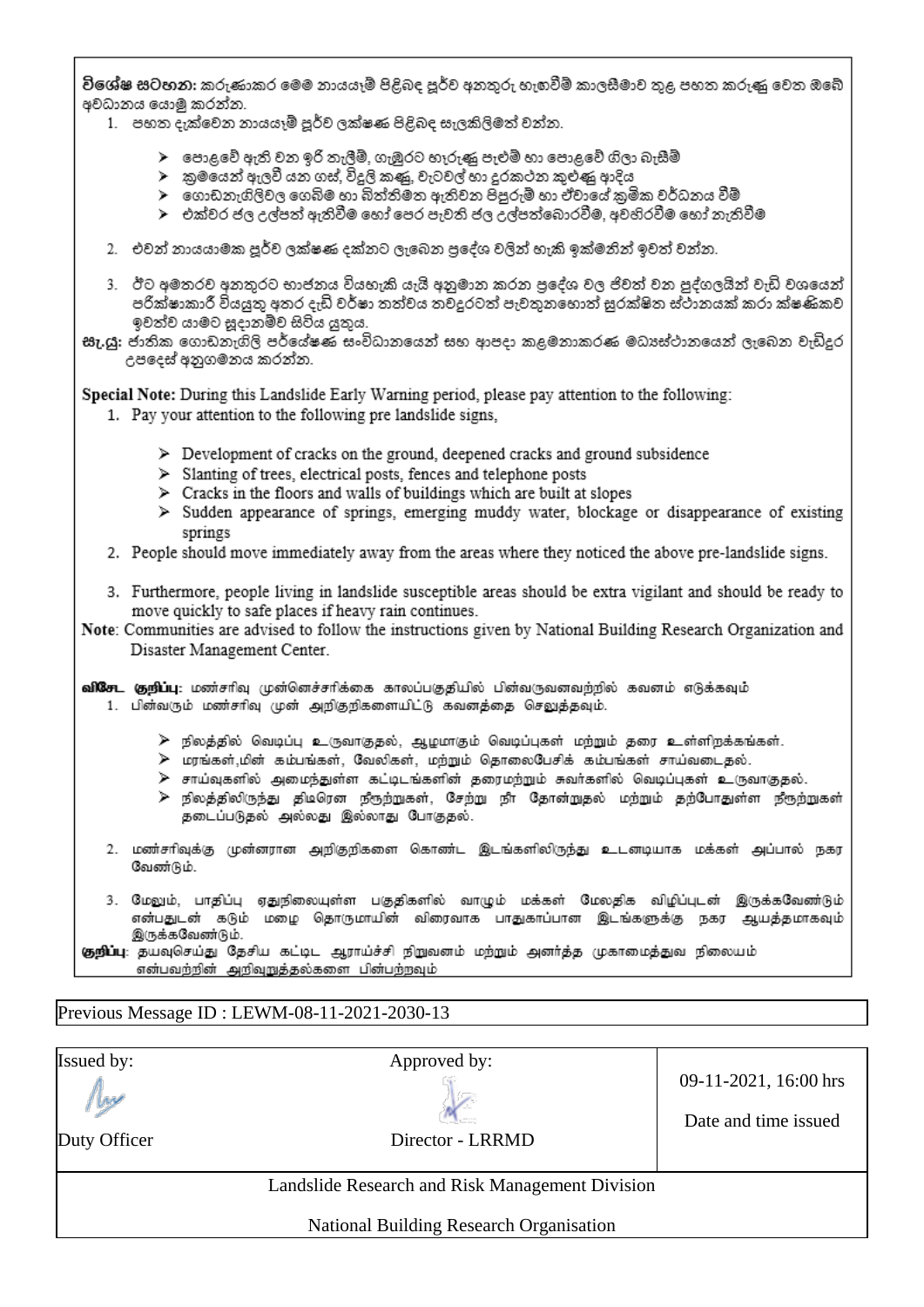**විශේෂ සටහන:** කරුණාකර මෙම නායයෑම් පිළිබඳ පූර්ව අනතුරු හැඟවීම් කාලසීමාව තුළ පහත කරුණු වෙත ඔබේ අවධානය යොමු කරන්න.

1. පහත දැක්වෙන නායයෑම් පූර්ව ලක්ෂණ පිළිබඳ සැලකිලිමත් වන්න.

   - පොළොවේ ඇති වන ඉරි තැලීම්, ගැඹුරට හෑරුණු පැළුම් හා පොළොවේ ගිලා බැසීම්
   - ක්‍රමයෙන් ඇලවී යන ගස්, විදුලි කණු, වැටවල් හා දුරකථන කුළුණු ආදිය
   - ගොඩනැගිලිවල ගෙබිම හා බිත්තිමත ඇතිවන පිපුරුම් හා ඒවායේ ක්‍රමික වර්ධනය වීම්
   - එක්වර ජල උල්පත් ඇතිවීම හෝ පෙර පැවති ජල උල්පත්බොරවීම, අවහිරවීම හෝ නැතිවීම

2. එවන් නායයාමක පූර්ව ලක්ෂණ දක්නට ලැබෙන ප්‍රදේශ වලින් හැකි ඉක්මනින් ඉවත් වන්න.

3. ඊට අමතරව අනතුරට භාජනය වියහැකි යැයි අනුමාන කරන ප්‍රදේශ වල ජීවත් වන පුද්ගලයින් වැඩි වශයෙන් පරීක්ෂාකාරී වියයුතු අතර දැඩි වර්ෂා තත්වය තවදුරටත් පැවතුනහොත් සුරක්ෂිත ස්ථානයක් කරා ක්ෂණිකව ඉවත්ව යාමට සූදානම්ව සිටිය යුතුය.

**සැ.යු:** ජාතික ගොඩනැගිලි පර්යේෂණ සංවිධානයෙන් සහ ආපදා කළමනාකරණ මධ්‍යස්ථානයෙන් ලැබෙන වැඩිදුර උපදෙස් අනුගමනය කරන්න.

**Special Note:** During this Landslide Early Warning period, please pay attention to the following:

1. Pay your attention to the following pre landslide signs,

   - Development of cracks on the ground, deepened cracks and ground subsidence
   - Slanting of trees, electrical posts, fences and telephone posts
   - Cracks in the floors and walls of buildings which are built at slopes
   - Sudden appearance of springs, emerging muddy water, blockage or disappearance of existing springs

2. People should move immediately away from the areas where they noticed the above pre-landslide signs.

3. Furthermore, people living in landslide susceptible areas should be extra vigilant and should be ready to move quickly to safe places if heavy rain continues.

**Note**: Communities are advised to follow the instructions given by National Building Research Organization and Disaster Management Center.

**விசேட குறிப்பு**: மண்சரிவு முன்னெச்சரிக்கை காலப்பகுதியில் பின்வருவனவற்றில் கவனம் எடுக்கவும்

1. பின்வரும் மண்சரிவு முன் அறிகுறிகளையிட்டு கவனத்தை செலுத்தவும்.

   - நிலத்தில் வெடிப்பு உருவாகுதல், ஆழமாகும் வெடிப்புகள் மற்றும் தரை உள்ளிறக்கங்கள்.
   - மரங்கள்,மின் கம்பங்கள், வேலிகள், மற்றும் தொலைபேசிக் கம்பங்கள் சாய்வடைதல்.
   - சாய்வுகளில் அமைந்துள்ள கட்டிடங்களின் தரைமற்றும் சுவர்களில் வெடிப்புகள் உருவாகுதல்.
   - நிலத்திலிருந்து திடிரென நீரூற்றுகள், சேற்று நீா் தோன்றுதல் மற்றும் தற்போதுள்ள நீரூற்றுகள் தடைப்படுதல் அல்லது இல்லாது போகுதல்.

2. மண்சரிவுக்கு முன்னரான அறிகுறிகளை கொண்ட இடங்களிலிருந்து உடனடியாக மக்கள் அப்பால் நகர வேண்டும்.

3. மேலும், பாதிப்பு ஏதுநிலையுள்ள பகுதிகளில் வாழும் மக்கள் மேலதிக விழிப்புடன் இருக்கவேண்டும் என்பதுடன் கடும் மழை தொடருமாயின் விரைவாக பாதுகாப்பான இடங்களுக்கு நகர ஆயத்தமாகவும் இருக்கவேண்டும்.

**குறிப்பு**: தயவுசெய்து தேசிய கட்டிட ஆராய்ச்சி நிறுவனம் மற்றும் அனர்த்த முகாமைத்துவ நிலையம் என்பவற்றின் அறிவுறுத்தல்களை பின்பற்றவும்

| Previous Message ID : LEWM-08-11-2021-2030-13 |
|---|

| Issued by: | Approved by: | 09-11-2021, 16:00 hrs |
|---|---|---|
| Duty Officer | Director - LRRMD | Date and time issued |

Landslide Research and Risk Management Division

National Building Research Organisation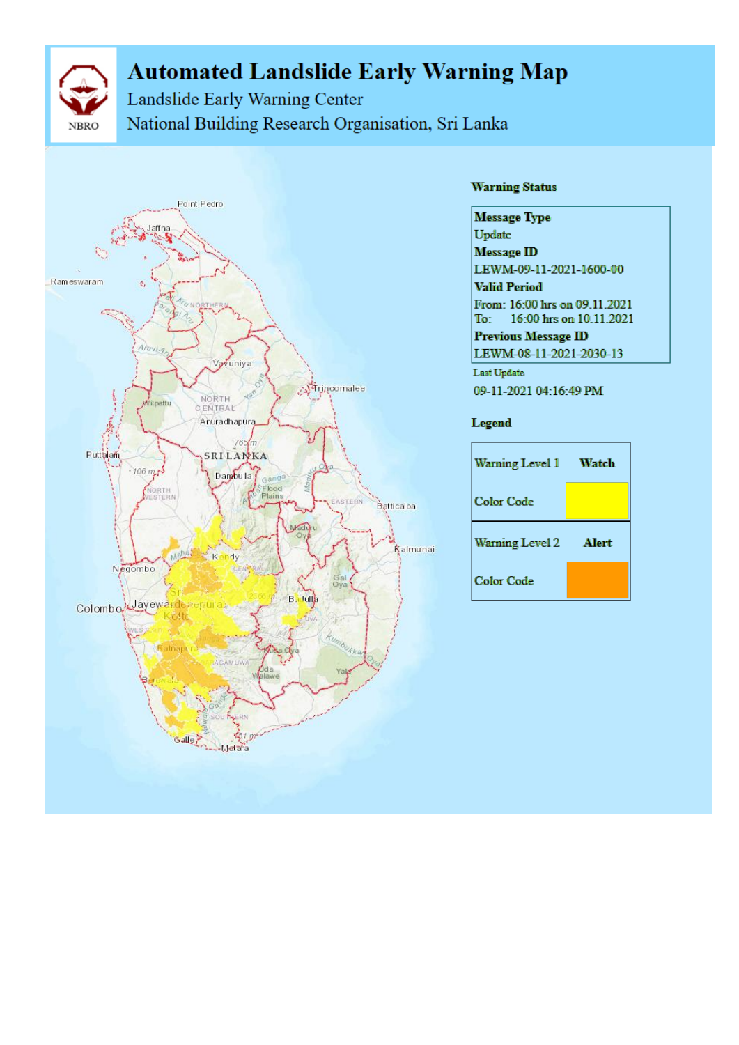# Automated Landslide Early Warning Map

Landslide Early Warning Center

National Building Research Organisation, Sri Lanka

NBRO

Point Pedro

Jaffna

Rameswaram

NORTHERN

Vavuniya

Trincomalee

Wilpattu

NORTH CENTRAL

Anuradhapura

Puttalam

SRI LANKA

Dambulla

NORTH WESTERN

EASTERN

Batticaloa

Kalmunai

Kandy

Negombo

CENTRAL

Colombo

Sri Jayewardenepura Kotte

Badulla

UVA

WESTERN

Ratnapura

SABARAGAMUWA

Beruwala

SOUTHERN

Galle

Matara

## Warning Status

| |
|---|
| **Message Type** |
| Update |
| **Message ID** |
| LEWM-09-11-2021-1600-00 |
| **Valid Period** |
| From: 16:00 hrs on 09.11.2021 |
| To: 16:00 hrs on 10.11.2021 |
| **Previous Message ID** |
| LEWM-08-11-2021-2030-13 |

Last Update

09-11-2021 04:16:49 PM

## Legend

| | |
|---|---|
| Warning Level 1 | **Watch** |
| Color Code | Yellow |
| Warning Level 2 | **Alert** |
| Color Code | Orange |